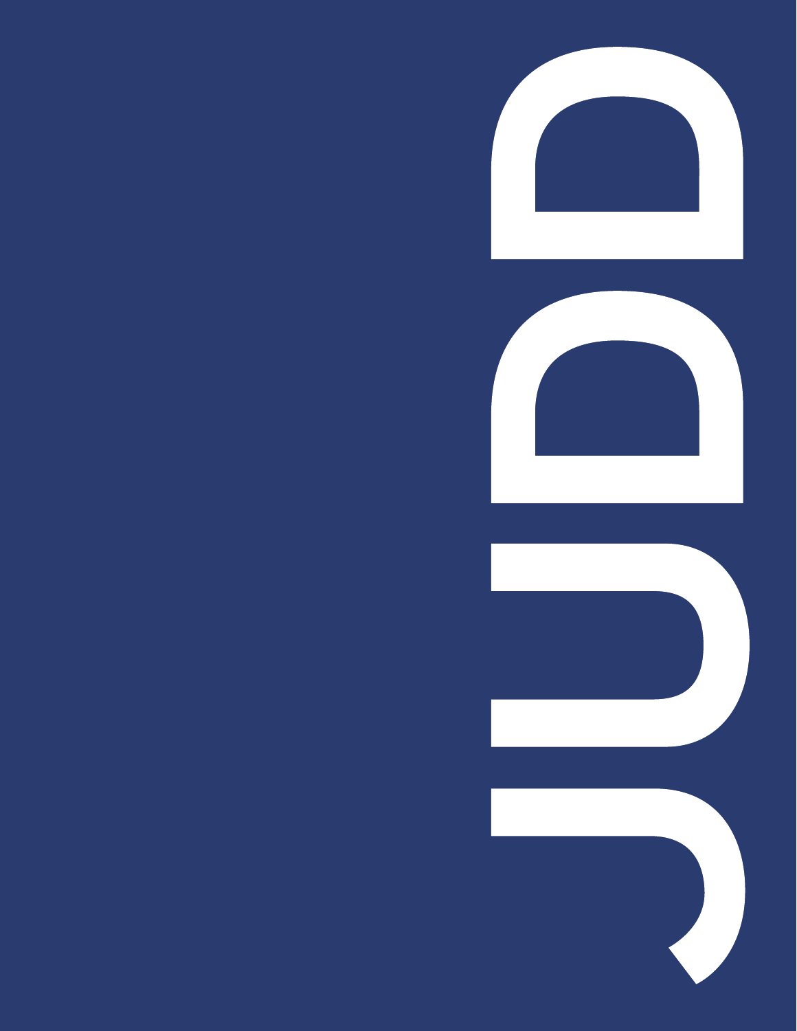# JUDD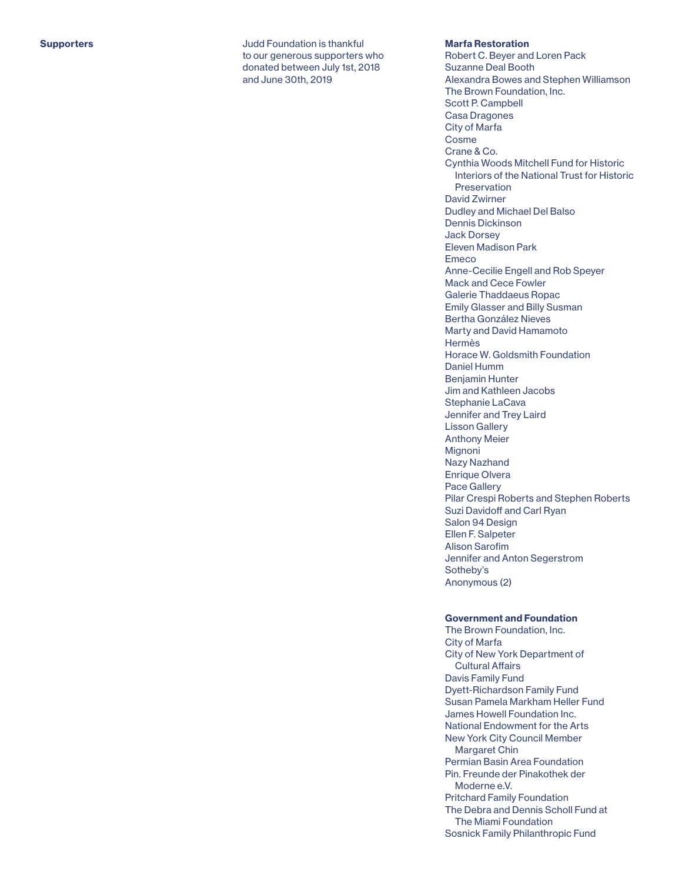## Supporters

Judd Foundation is thankful to our generous supporters who donated between July 1st, 2018 and June 30th, 2019

### Marfa Restoration

Robert C. Beyer and Loren Pack
Suzanne Deal Booth
Alexandra Bowes and Stephen Williamson
The Brown Foundation, Inc.
Scott P. Campbell
Casa Dragones
City of Marfa
Cosme
Crane & Co.
Cynthia Woods Mitchell Fund for Historic Interiors of the National Trust for Historic Preservation
David Zwirner
Dudley and Michael Del Balso
Dennis Dickinson
Jack Dorsey
Eleven Madison Park
Emeco
Anne-Cecilie Engell and Rob Speyer
Mack and Cece Fowler
Galerie Thaddaeus Ropac
Emily Glasser and Billy Susman
Bertha González Nieves
Marty and David Hamamoto
Hermès
Horace W. Goldsmith Foundation
Daniel Humm
Benjamin Hunter
Jim and Kathleen Jacobs
Stephanie LaCava
Jennifer and Trey Laird
Lisson Gallery
Anthony Meier
Mignoni
Nazy Nazhand
Enrique Olvera
Pace Gallery
Pilar Crespi Roberts and Stephen Roberts
Suzi Davidoff and Carl Ryan
Salon 94 Design
Ellen F. Salpeter
Alison Sarofim
Jennifer and Anton Segerstrom
Sotheby's
Anonymous (2)

### Government and Foundation

The Brown Foundation, Inc.
City of Marfa
City of New York Department of Cultural Affairs
Davis Family Fund
Dyett-Richardson Family Fund
Susan Pamela Markham Heller Fund
James Howell Foundation Inc.
National Endowment for the Arts
New York City Council Member Margaret Chin
Permian Basin Area Foundation
Pin. Freunde der Pinakothek der Moderne e.V.
Pritchard Family Foundation
The Debra and Dennis Scholl Fund at The Miami Foundation
Sosnick Family Philanthropic Fund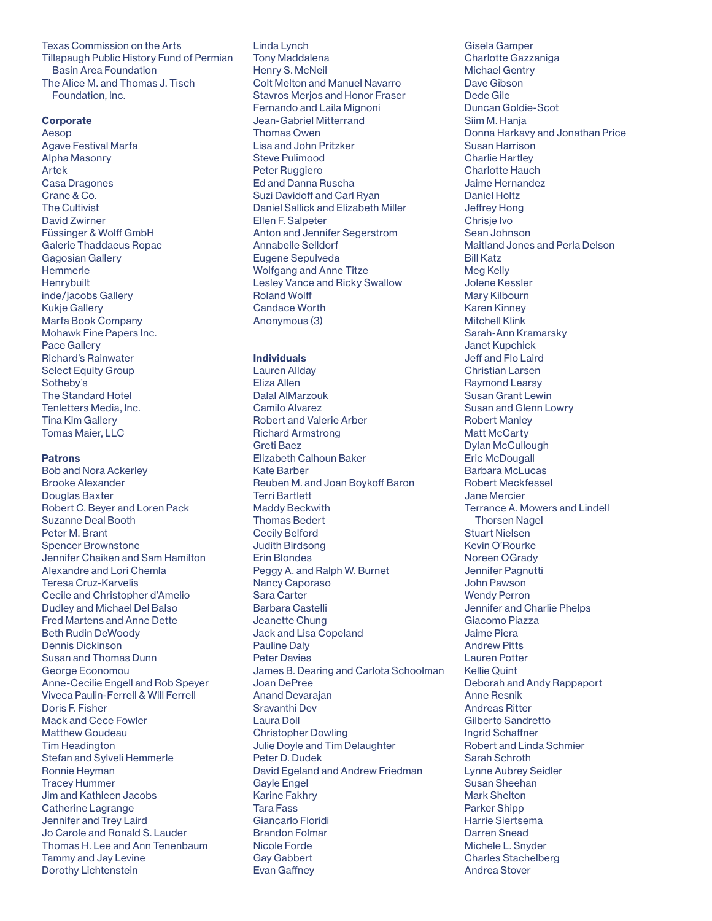Texas Commission on the Arts
Tillapaugh Public History Fund of Permian Basin Area Foundation
The Alice M. and Thomas J. Tisch Foundation, Inc.

**Corporate**

Aesop
Agave Festival Marfa
Alpha Masonry
Artek
Casa Dragones
Crane & Co.
The Cultivist
David Zwirner
Füssinger & Wolff GmbH
Galerie Thaddaeus Ropac
Gagosian Gallery
Hemmerle
Henrybuilt
inde/jacobs Gallery
Kukje Gallery
Marfa Book Company
Mohawk Fine Papers Inc.
Pace Gallery
Richard's Rainwater
Select Equity Group
Sotheby's
The Standard Hotel
Tenletters Media, Inc.
Tina Kim Gallery
Tomas Maier, LLC

**Patrons**

Bob and Nora Ackerley
Brooke Alexander
Douglas Baxter
Robert C. Beyer and Loren Pack
Suzanne Deal Booth
Peter M. Brant
Spencer Brownstone
Jennifer Chaiken and Sam Hamilton
Alexandre and Lori Chemla
Teresa Cruz-Karvelis
Cecile and Christopher d'Amelio
Dudley and Michael Del Balso
Fred Martens and Anne Dette
Beth Rudin DeWoody
Dennis Dickinson
Susan and Thomas Dunn
George Economou
Anne-Cecilie Engell and Rob Speyer
Viveca Paulin-Ferrell & Will Ferrell
Doris F. Fisher
Mack and Cece Fowler
Matthew Goudeau
Tim Headington
Stefan and Sylveli Hemmerle
Ronnie Heyman
Tracey Hummer
Jim and Kathleen Jacobs
Catherine Lagrange
Jennifer and Trey Laird
Jo Carole and Ronald S. Lauder
Thomas H. Lee and Ann Tenenbaum
Tammy and Jay Levine
Dorothy Lichtenstein
Linda Lynch
Tony Maddalena
Henry S. McNeil
Colt Melton and Manuel Navarro
Stavros Merjos and Honor Fraser
Fernando and Laila Mignoni
Jean-Gabriel Mitterrand
Thomas Owen
Lisa and John Pritzker
Steve Pulimood
Peter Ruggiero
Ed and Danna Ruscha
Suzi Davidoff and Carl Ryan
Daniel Sallick and Elizabeth Miller
Ellen F. Salpeter
Anton and Jennifer Segerstrom
Annabelle Selldorf
Eugene Sepulveda
Wolfgang and Anne Titze
Lesley Vance and Ricky Swallow
Roland Wolff
Candace Worth
Anonymous (3)

**Individuals**

Lauren Allday
Eliza Allen
Dalal AlMarzouk
Camilo Alvarez
Robert and Valerie Arber
Richard Armstrong
Greti Baez
Elizabeth Calhoun Baker
Kate Barber
Reuben M. and Joan Boykoff Baron
Terri Bartlett
Maddy Beckwith
Thomas Bedert
Cecily Belford
Judith Birdsong
Erin Blondes
Peggy A. and Ralph W. Burnet
Nancy Caporaso
Sara Carter
Barbara Castelli
Jeanette Chung
Jack and Lisa Copeland
Pauline Daly
Peter Davies
James B. Dearing and Carlota Schoolman
Joan DePree
Anand Devarajan
Sravanthi Dev
Laura Doll
Christopher Dowling
Julie Doyle and Tim Delaughter
Peter D. Dudek
David Egeland and Andrew Friedman
Gayle Engel
Karine Fakhry
Tara Fass
Giancarlo Floridi
Brandon Folmar
Nicole Forde
Gay Gabbert
Evan Gaffney
Gisela Gamper
Charlotte Gazzaniga
Michael Gentry
Dave Gibson
Dede Gile
Duncan Goldie-Scot
Siim M. Hanja
Donna Harkavy and Jonathan Price
Susan Harrison
Charlie Hartley
Charlotte Hauch
Jaime Hernandez
Daniel Holtz
Jeffrey Hong
Chrisje Ivo
Sean Johnson
Maitland Jones and Perla Delson
Bill Katz
Meg Kelly
Jolene Kessler
Mary Kilbourn
Karen Kinney
Mitchell Klink
Sarah-Ann Kramarsky
Janet Kupchick
Jeff and Flo Laird
Christian Larsen
Raymond Learsy
Susan Grant Lewin
Susan and Glenn Lowry
Robert Manley
Matt McCarty
Dylan McCullough
Eric McDougall
Barbara McLucas
Robert Meckfessel
Jane Mercier
Terrance A. Mowers and Lindell Thorsen Nagel
Stuart Nielsen
Kevin O'Rourke
Noreen OGrady
Jennifer Pagnutti
John Pawson
Wendy Perron
Jennifer and Charlie Phelps
Giacomo Piazza
Jaime Piera
Andrew Pitts
Lauren Potter
Kellie Quint
Deborah and Andy Rappaport
Anne Resnik
Andreas Ritter
Gilberto Sandretto
Ingrid Schaffner
Robert and Linda Schmier
Sarah Schroth
Lynne Aubrey Seidler
Susan Sheehan
Mark Shelton
Parker Shipp
Harrie Siertsema
Darren Snead
Michele L. Snyder
Charles Stachelberg
Andrea Stover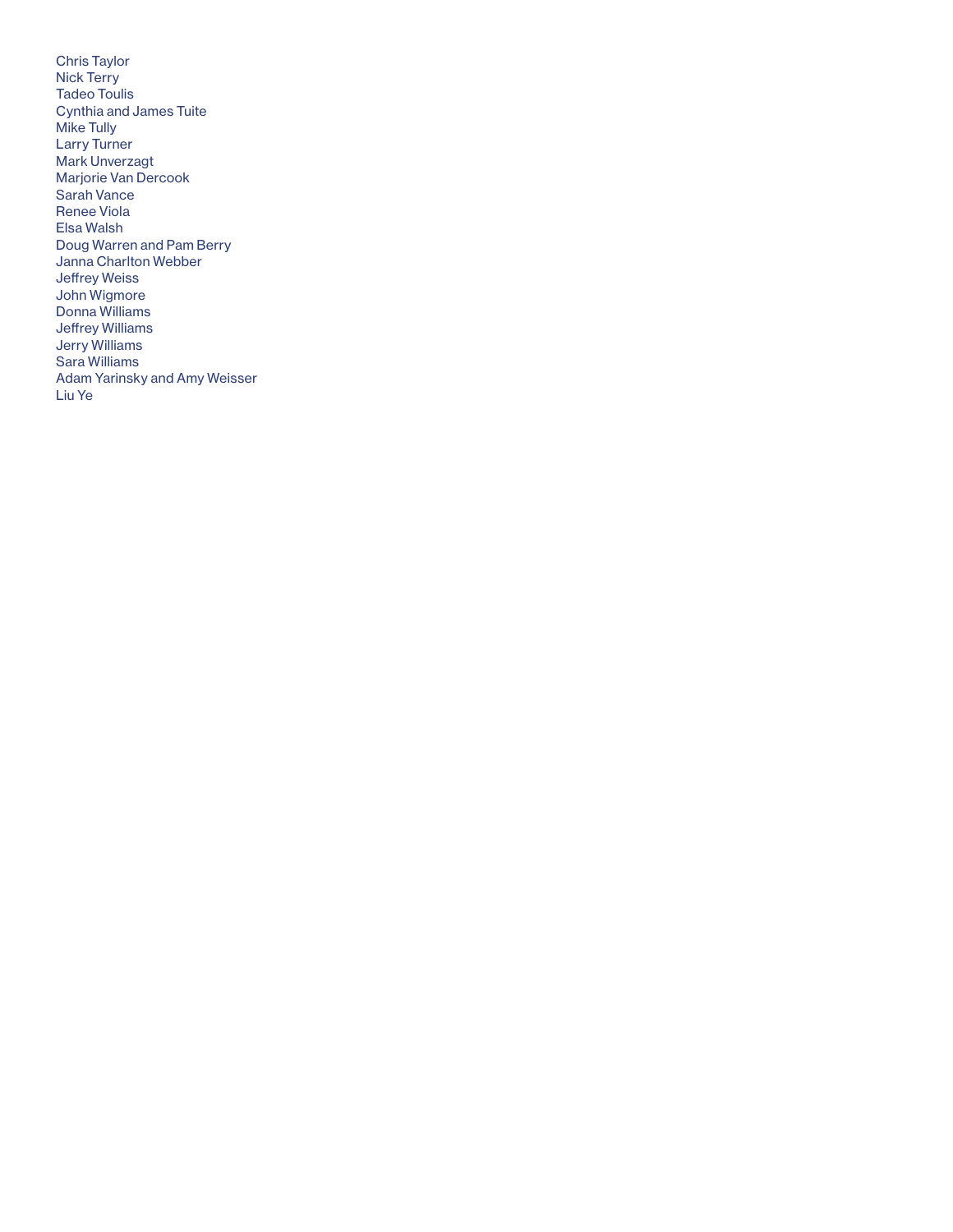Chris Taylor
Nick Terry
Tadeo Toulis
Cynthia and James Tuite
Mike Tully
Larry Turner
Mark Unverzagt
Marjorie Van Dercook
Sarah Vance
Renee Viola
Elsa Walsh
Doug Warren and Pam Berry
Janna Charlton Webber
Jeffrey Weiss
John Wigmore
Donna Williams
Jeffrey Williams
Jerry Williams
Sara Williams
Adam Yarinsky and Amy Weisser
Liu Ye